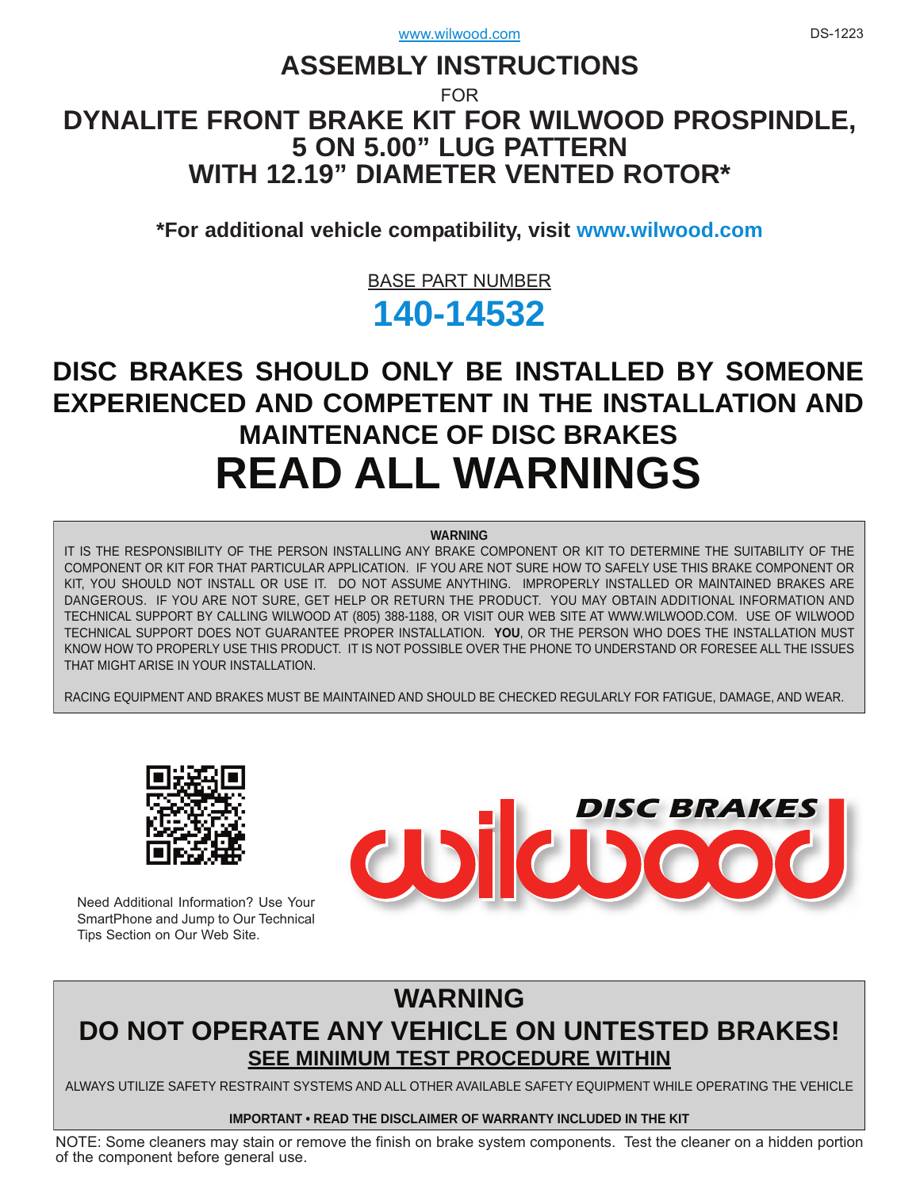www.wilwood.com

DS-1223

# ASSEMBLY INSTRUCTIONS

FOR

# DYNALITE FRONT BRAKE KIT FOR WILWOOD PROSPINDLE, 5 ON 5.00" LUG PATTERN WITH 12.19" DIAMETER VENTED ROTOR*

**\*For additional vehicle compatibility, visit www.wilwood.com**

BASE PART NUMBER

## 140-14532

## DISC BRAKES SHOULD ONLY BE INSTALLED BY SOMEONE EXPERIENCED AND COMPETENT IN THE INSTALLATION AND MAINTENANCE OF DISC BRAKES

# READ ALL WARNINGS

**WARNING**

IT IS THE RESPONSIBILITY OF THE PERSON INSTALLING ANY BRAKE COMPONENT OR KIT TO DETERMINE THE SUITABILITY OF THE COMPONENT OR KIT FOR THAT PARTICULAR APPLICATION. IF YOU ARE NOT SURE HOW TO SAFELY USE THIS BRAKE COMPONENT OR KIT, YOU SHOULD NOT INSTALL OR USE IT. DO NOT ASSUME ANYTHING. IMPROPERLY INSTALLED OR MAINTAINED BRAKES ARE DANGEROUS. IF YOU ARE NOT SURE, GET HELP OR RETURN THE PRODUCT. YOU MAY OBTAIN ADDITIONAL INFORMATION AND TECHNICAL SUPPORT BY CALLING WILWOOD AT (805) 388-1188, OR VISIT OUR WEB SITE AT WWW.WILWOOD.COM. USE OF WILWOOD TECHNICAL SUPPORT DOES NOT GUARANTEE PROPER INSTALLATION. **YOU**, OR THE PERSON WHO DOES THE INSTALLATION MUST KNOW HOW TO PROPERLY USE THIS PRODUCT. IT IS NOT POSSIBLE OVER THE PHONE TO UNDERSTAND OR FORESEE ALL THE ISSUES THAT MIGHT ARISE IN YOUR INSTALLATION.

RACING EQUIPMENT AND BRAKES MUST BE MAINTAINED AND SHOULD BE CHECKED REGULARLY FOR FATIGUE, DAMAGE, AND WEAR.

Need Additional Information? Use Your SmartPhone and Jump to Our Technical Tips Section on Our Web Site.

## WARNING

## DO NOT OPERATE ANY VEHICLE ON UNTESTED BRAKES!

**SEE MINIMUM TEST PROCEDURE WITHIN**

ALWAYS UTILIZE SAFETY RESTRAINT SYSTEMS AND ALL OTHER AVAILABLE SAFETY EQUIPMENT WHILE OPERATING THE VEHICLE

**IMPORTANT • READ THE DISCLAIMER OF WARRANTY INCLUDED IN THE KIT**

NOTE: Some cleaners may stain or remove the finish on brake system components. Test the cleaner on a hidden portion of the component before general use.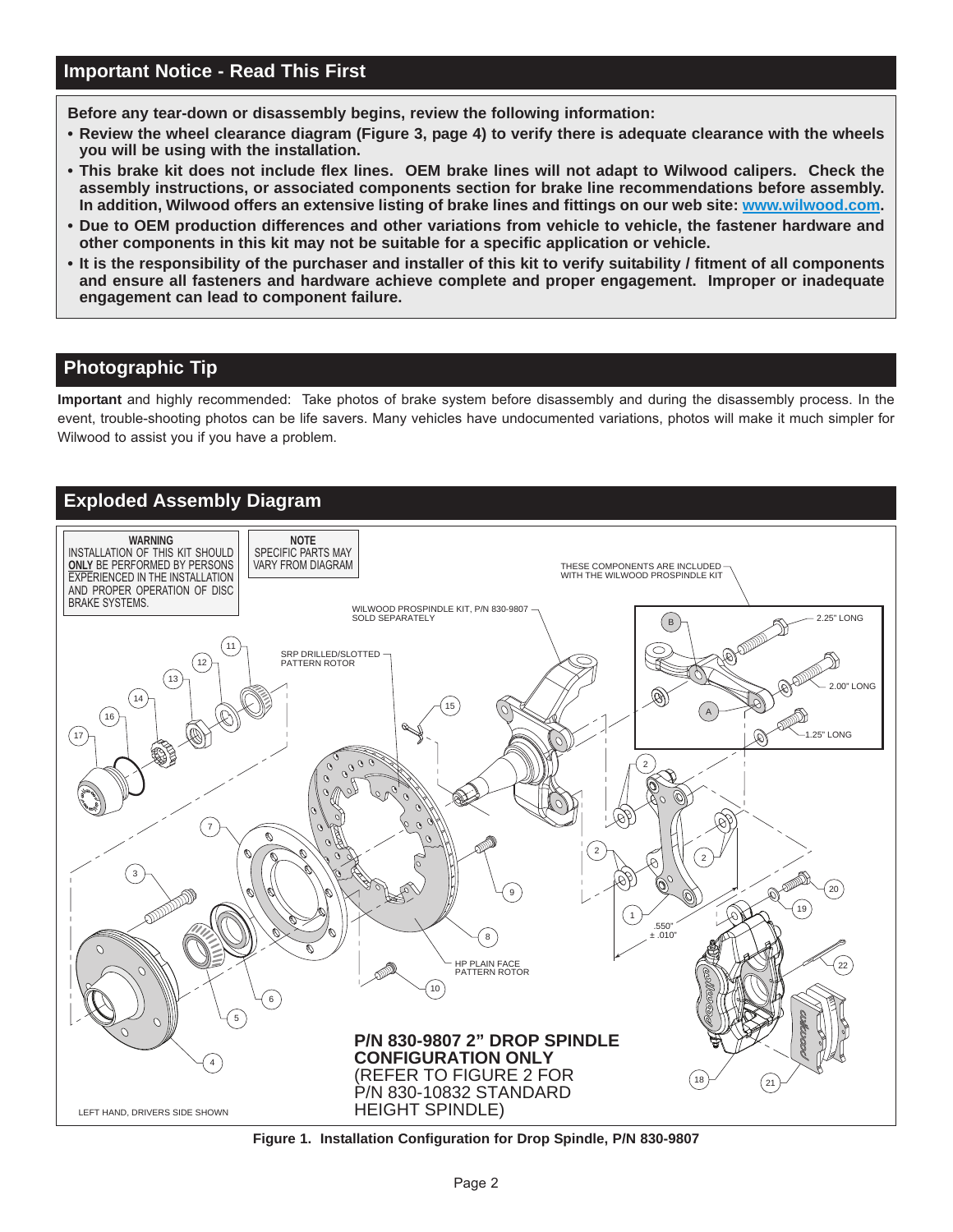## Important Notice - Read This First

**Before any tear-down or disassembly begins, review the following information:**

- **Review the wheel clearance diagram (Figure 3, page 4) to verify there is adequate clearance with the wheels you will be using with the installation.**
- **This brake kit does not include flex lines. OEM brake lines will not adapt to Wilwood calipers. Check the assembly instructions, or associated components section for brake line recommendations before assembly. In addition, Wilwood offers an extensive listing of brake lines and fittings on our web site: www.wilwood.com.**
- **Due to OEM production differences and other variations from vehicle to vehicle, the fastener hardware and other components in this kit may not be suitable for a specific application or vehicle.**
- **It is the responsibility of the purchaser and installer of this kit to verify suitability / fitment of all components and ensure all fasteners and hardware achieve complete and proper engagement. Improper or inadequate engagement can lead to component failure.**

## Photographic Tip

**Important** and highly recommended: Take photos of brake system before disassembly and during the disassembly process. In the event, trouble-shooting photos can be life savers. Many vehicles have undocumented variations, photos will make it much simpler for Wilwood to assist you if you have a problem.

## Exploded Assembly Diagram

**WARNING**
INSTALLATION OF THIS KIT SHOULD **ONLY** BE PERFORMED BY PERSONS EXPERIENCED IN THE INSTALLATION AND PROPER OPERATION OF DISC BRAKE SYSTEMS.

**NOTE**
SPECIFIC PARTS MAY VARY FROM DIAGRAM

THESE COMPONENTS ARE INCLUDED WITH THE WILWOOD PROSPINDLE KIT

WILWOOD PROSPINDLE KIT, P/N 830-9807 SOLD SEPARATELY

SRP DRILLED/SLOTTED PATTERN ROTOR

HP PLAIN FACE PATTERN ROTOR

2.25" LONG

2.00" LONG

1.25" LONG

.550" ± .010"

**P/N 830-9807 2" DROP SPINDLE CONFIGURATION ONLY**
(REFER TO FIGURE 2 FOR P/N 830-10832 STANDARD HEIGHT SPINDLE)

LEFT HAND, DRIVERS SIDE SHOWN

**Figure 1. Installation Configuration for Drop Spindle, P/N 830-9807**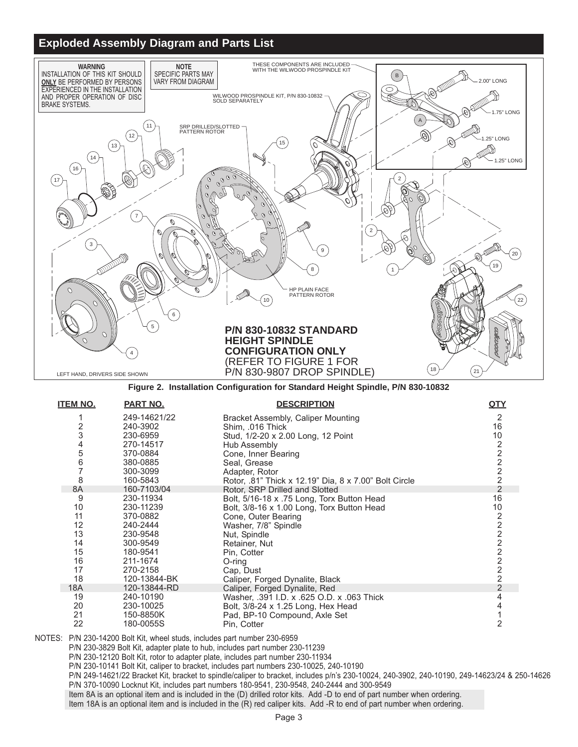## Exploded Assembly Diagram and Parts List

**WARNING**
INSTALLATION OF THIS KIT SHOULD **ONLY** BE PERFORMED BY PERSONS EXPERIENCED IN THE INSTALLATION AND PROPER OPERATION OF DISC BRAKE SYSTEMS.

**NOTE**
SPECIFIC PARTS MAY VARY FROM DIAGRAM

THESE COMPONENTS ARE INCLUDED WITH THE WILWOOD PROSPINDLE KIT

WILWOOD PROSPINDLE KIT, P/N 830-10832 SOLD SEPARATELY

SRP DRILLED/SLOTTED PATTERN ROTOR

HP PLAIN FACE PATTERN ROTOR

2.00" LONG

1.75" LONG

1.25" LONG

1.25" LONG

**P/N 830-10832 STANDARD HEIGHT SPINDLE CONFIGURATION ONLY**
(REFER TO FIGURE 1 FOR P/N 830-9807 DROP SPINDLE)

LEFT HAND, DRIVERS SIDE SHOWN

**Figure 2. Installation Configuration for Standard Height Spindle, P/N 830-10832**

| ITEM NO. | PART NO. | DESCRIPTION | QTY |
|---|---|---|---|
| 1 | 249-14621/22 | Bracket Assembly, Caliper Mounting | 2 |
| 2 | 240-3902 | Shim, .016 Thick | 16 |
| 3 | 230-6959 | Stud, 1/2-20 x 2.00 Long, 12 Point | 10 |
| 4 | 270-14517 | Hub Assembly | 2 |
| 5 | 370-0884 | Cone, Inner Bearing | 2 |
| 6 | 380-0885 | Seal, Grease | 2 |
| 7 | 300-3099 | Adapter, Rotor | 2 |
| 8 | 160-5843 | Rotor, .81" Thick x 12.19" Dia, 8 x 7.00" Bolt Circle | 2 |
| 8A | 160-7103/04 | Rotor, SRP Drilled and Slotted | 2 |
| 9 | 230-11934 | Bolt, 5/16-18 x .75 Long, Torx Button Head | 16 |
| 10 | 230-11239 | Bolt, 3/8-16 x 1.00 Long, Torx Button Head | 10 |
| 11 | 370-0882 | Cone, Outer Bearing | 2 |
| 12 | 240-2444 | Washer, 7/8" Spindle | 2 |
| 13 | 230-9548 | Nut, Spindle | 2 |
| 14 | 300-9549 | Retainer, Nut | 2 |
| 15 | 180-9541 | Pin, Cotter | 2 |
| 16 | 211-1674 | O-ring | 2 |
| 17 | 270-2158 | Cap, Dust | 2 |
| 18 | 120-13844-BK | Caliper, Forged Dynalite, Black | 2 |
| 18A | 120-13844-RD | Caliper, Forged Dynalite, Red | 2 |
| 19 | 240-10190 | Washer, .391 I.D. x .625 O.D. x .063 Thick | 4 |
| 20 | 230-10025 | Bolt, 3/8-24 x 1.25 Long, Hex Head | 4 |
| 21 | 150-8850K | Pad, BP-10 Compound, Axle Set | 1 |
| 22 | 180-0055S | Pin, Cotter | 2 |

NOTES:
- P/N 230-14200 Bolt Kit, wheel studs, includes part number 230-6959
- P/N 230-3829 Bolt Kit, adapter plate to hub, includes part number 230-11239
- P/N 230-12120 Bolt Kit, rotor to adapter plate, includes part number 230-11934
- P/N 230-10141 Bolt Kit, caliper to bracket, includes part numbers 230-10025, 240-10190
- P/N 249-14621/22 Bracket Kit, bracket to spindle/caliper to bracket, includes p/n's 230-10024, 240-3902, 240-10190, 249-14623/24 & 250-14626
- P/N 370-10090 Locknut Kit, includes part numbers 180-9541, 230-9548, 240-2444 and 300-9549
- Item 8A is an optional item and is included in the (D) drilled rotor kits. Add -D to end of part number when ordering.
- Item 18A is an optional item and is included in the (R) red caliper kits. Add -R to end of part number when ordering.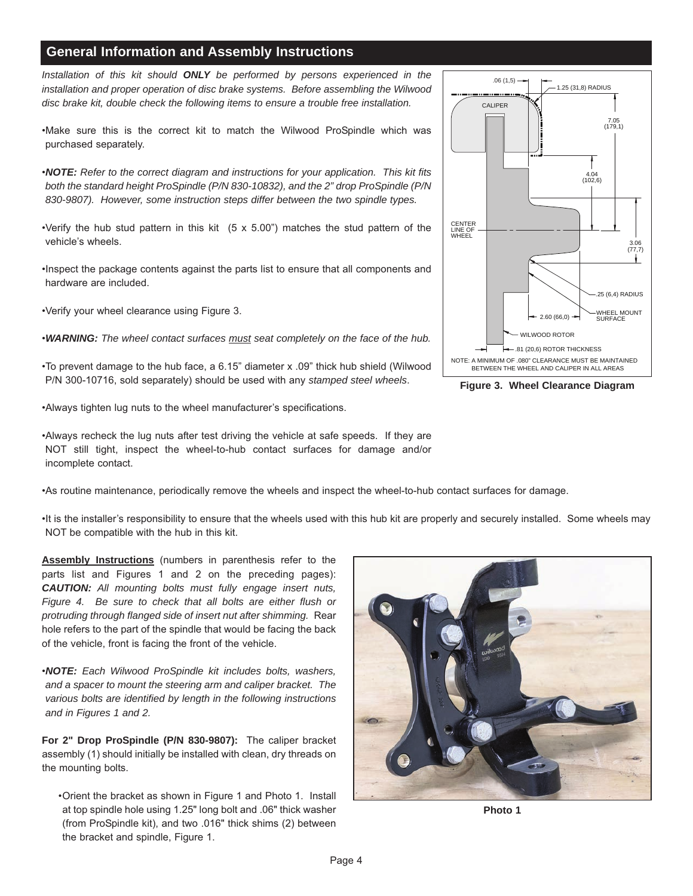## General Information and Assembly Instructions

*Installation of this kit should **ONLY** be performed by persons experienced in the installation and proper operation of disc brake systems. Before assembling the Wilwood disc brake kit, double check the following items to ensure a trouble free installation.*

- Make sure this is the correct kit to match the Wilwood ProSpindle which was purchased separately.
- ***NOTE:*** *Refer to the correct diagram and instructions for your application. This kit fits both the standard height ProSpindle (P/N 830-10832), and the 2" drop ProSpindle (P/N 830-9807). However, some instruction steps differ between the two spindle types.*
- Verify the hub stud pattern in this kit (5 x 5.00") matches the stud pattern of the vehicle's wheels.
- Inspect the package contents against the parts list to ensure that all components and hardware are included.
- Verify your wheel clearance using Figure 3.
- ***WARNING:*** *The wheel contact surfaces must seat completely on the face of the hub.*
- To prevent damage to the hub face, a 6.15" diameter x .09" thick hub shield (Wilwood P/N 300-10716, sold separately) should be used with any *stamped steel wheels*.
- Always tighten lug nuts to the wheel manufacturer's specifications.
- Always recheck the lug nuts after test driving the vehicle at safe speeds. If they are NOT still tight, inspect the wheel-to-hub contact surfaces for damage and/or incomplete contact.
- As routine maintenance, periodically remove the wheels and inspect the wheel-to-hub contact surfaces for damage.
- It is the installer's responsibility to ensure that the wheels used with this hub kit are properly and securely installed. Some wheels may NOT be compatible with the hub in this kit.

.06 (1,5) — 1.25 (31,8) RADIUS — CALIPER — 7.05 (179,1) — 4.04 (102,6) — CENTER LINE OF WHEEL — 3.06 (77,7) — .25 (6,4) RADIUS — 2.60 (66,0) — WHEEL MOUNT SURFACE — WILWOOD ROTOR — .81 (20,6) ROTOR THICKNESS

NOTE: A MINIMUM OF .080" CLEARANCE MUST BE MAINTAINED BETWEEN THE WHEEL AND CALIPER IN ALL AREAS

**Figure 3. Wheel Clearance Diagram**

**Assembly Instructions** (numbers in parenthesis refer to the parts list and Figures 1 and 2 on the preceding pages): ***CAUTION:*** *All mounting bolts must fully engage insert nuts, Figure 4. Be sure to check that all bolts are either flush or protruding through flanged side of insert nut after shimming.* Rear hole refers to the part of the spindle that would be facing the back of the vehicle, front is facing the front of the vehicle.

- ***NOTE:*** *Each Wilwood ProSpindle kit includes bolts, washers, and a spacer to mount the steering arm and caliper bracket. The various bolts are identified by length in the following instructions and in Figures 1 and 2.*

**For 2" Drop ProSpindle (P/N 830-9807):** The caliper bracket assembly (1) should initially be installed with clean, dry threads on the mounting bolts.

- Orient the bracket as shown in Figure 1 and Photo 1. Install at top spindle hole using 1.25" long bolt and .06" thick washer (from ProSpindle kit), and two .016" thick shims (2) between the bracket and spindle, Figure 1.

**Photo 1**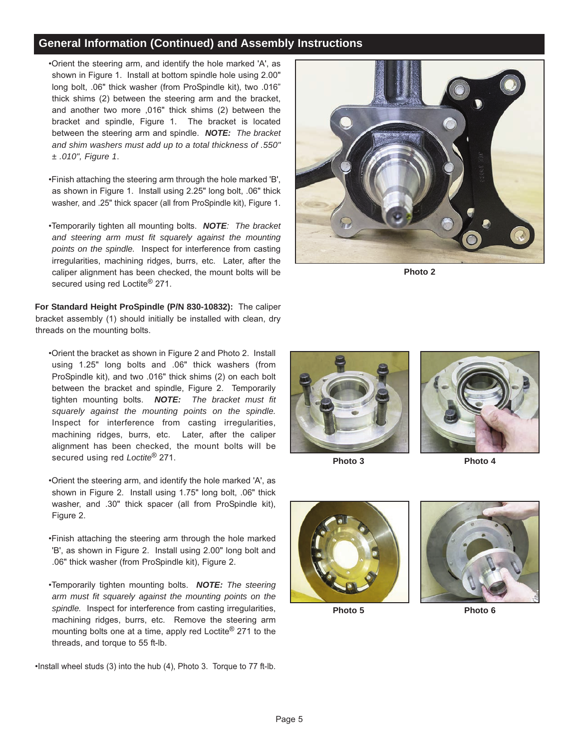## General Information (Continued) and Assembly Instructions

- Orient the steering arm, and identify the hole marked 'A', as shown in Figure 1. Install at bottom spindle hole using 2.00" long bolt, .06" thick washer (from ProSpindle kit), two .016" thick shims (2) between the steering arm and the bracket, and another two more ,016" thick shims (2) between the bracket and spindle, Figure 1. The bracket is located between the steering arm and spindle. ***NOTE:*** *The bracket and shim washers must add up to a total thickness of .550" ± .010", Figure 1*.

- Finish attaching the steering arm through the hole marked 'B', as shown in Figure 1. Install using 2.25" long bolt, .06" thick washer, and .25" thick spacer (all from ProSpindle kit), Figure 1.

- Temporarily tighten all mounting bolts. ***NOTE****: The bracket and steering arm must fit squarely against the mounting points on the spindle.* Inspect for interference from casting irregularities, machining ridges, burrs, etc. Later, after the caliper alignment has been checked, the mount bolts will be secured using red Loctite® 271.

Photo 2

**For Standard Height ProSpindle (P/N 830-10832):** The caliper bracket assembly (1) should initially be installed with clean, dry threads on the mounting bolts.

- Orient the bracket as shown in Figure 2 and Photo 2. Install using 1.25" long bolts and .06" thick washers (from ProSpindle kit), and two .016" thick shims (2) on each bolt between the bracket and spindle, Figure 2. Temporarily tighten mounting bolts. ***NOTE:*** *The bracket must fit squarely against the mounting points on the spindle.* Inspect for interference from casting irregularities, machining ridges, burrs, etc. Later, after the caliper alignment has been checked, the mount bolts will be secured using red *Loctite*® 271.

- Orient the steering arm, and identify the hole marked 'A', as shown in Figure 2. Install using 1.75" long bolt, .06" thick washer, and .30" thick spacer (all from ProSpindle kit), Figure 2.

- Finish attaching the steering arm through the hole marked 'B', as shown in Figure 2. Install using 2.00" long bolt and .06" thick washer (from ProSpindle kit), Figure 2.

- Temporarily tighten mounting bolts. ***NOTE:*** *The steering arm must fit squarely against the mounting points on the spindle.* Inspect for interference from casting irregularities, machining ridges, burrs, etc. Remove the steering arm mounting bolts one at a time, apply red Loctite® 271 to the threads, and torque to 55 ft-lb.

- Install wheel studs (3) into the hub (4), Photo 3. Torque to 77 ft-lb.

Photo 3

Photo 4

Photo 5

Photo 6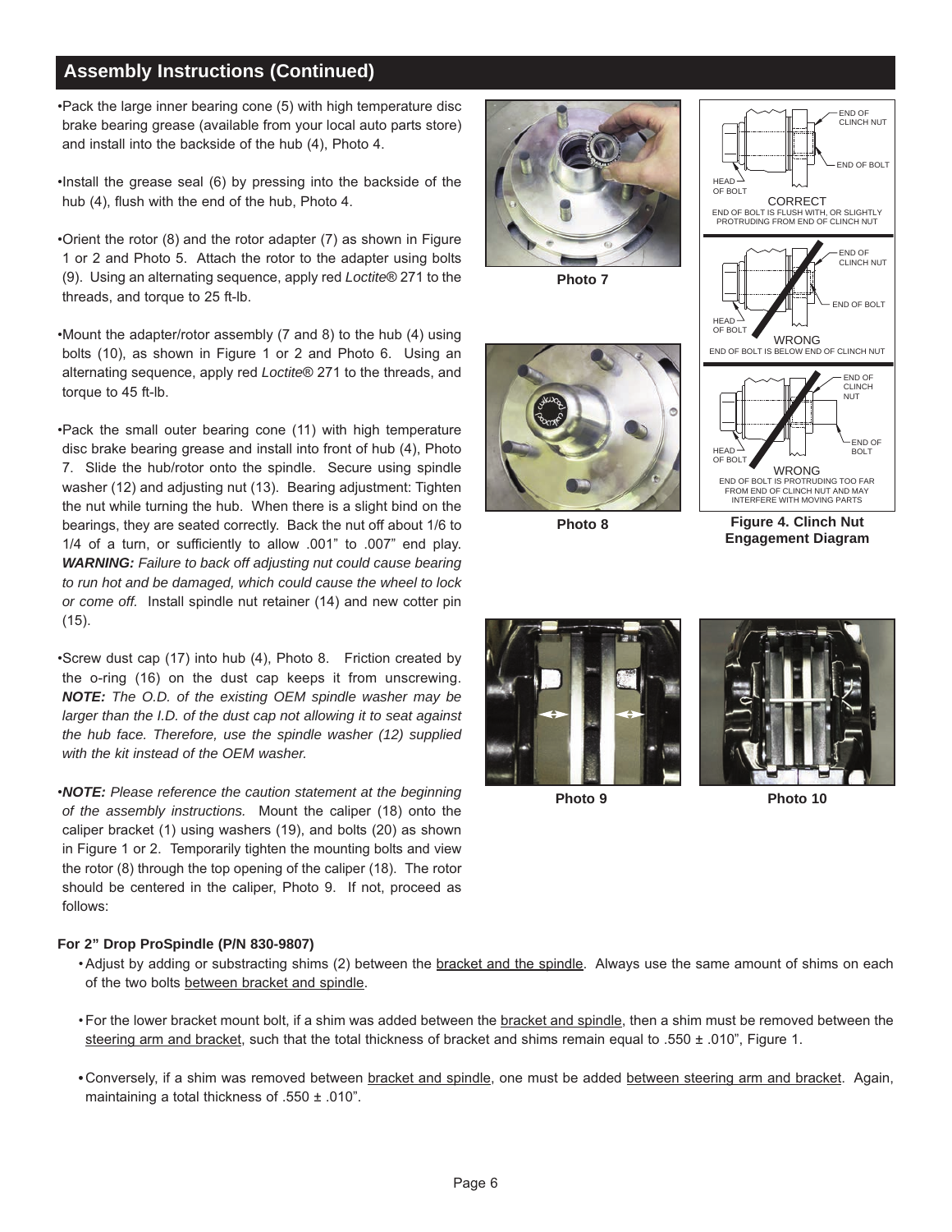## Assembly Instructions (Continued)

- Pack the large inner bearing cone (5) with high temperature disc brake bearing grease (available from your local auto parts store) and install into the backside of the hub (4), Photo 4.

- Install the grease seal (6) by pressing into the backside of the hub (4), flush with the end of the hub, Photo 4.

- Orient the rotor (8) and the rotor adapter (7) as shown in Figure 1 or 2 and Photo 5. Attach the rotor to the adapter using bolts (9). Using an alternating sequence, apply red *Loctite®* 271 to the threads, and torque to 25 ft-lb.

- Mount the adapter/rotor assembly (7 and 8) to the hub (4) using bolts (10), as shown in Figure 1 or 2 and Photo 6. Using an alternating sequence, apply red *Loctite®* 271 to the threads, and torque to 45 ft-lb.

- Pack the small outer bearing cone (11) with high temperature disc brake bearing grease and install into front of hub (4), Photo 7. Slide the hub/rotor onto the spindle. Secure using spindle washer (12) and adjusting nut (13). Bearing adjustment: Tighten the nut while turning the hub. When there is a slight bind on the bearings, they are seated correctly. Back the nut off about 1/6 to 1/4 of a turn, or sufficiently to allow .001" to .007" end play. ***WARNING:*** *Failure to back off adjusting nut could cause bearing to run hot and be damaged, which could cause the wheel to lock or come off.* Install spindle nut retainer (14) and new cotter pin (15).

- Screw dust cap (17) into hub (4), Photo 8. Friction created by the o-ring (16) on the dust cap keeps it from unscrewing. ***NOTE:*** *The O.D. of the existing OEM spindle washer may be larger than the I.D. of the dust cap not allowing it to seat against the hub face. Therefore, use the spindle washer (12) supplied with the kit instead of the OEM washer.*

- ***NOTE:*** *Please reference the caution statement at the beginning of the assembly instructions.* Mount the caliper (18) onto the caliper bracket (1) using washers (19), and bolts (20) as shown in Figure 1 or 2. Temporarily tighten the mounting bolts and view the rotor (8) through the top opening of the caliper (18). The rotor should be centered in the caliper, Photo 9. If not, proceed as follows:

**Photo 7**

**Photo 8**

END OF CLINCH NUT
END OF BOLT
HEAD OF BOLT
CORRECT
END OF BOLT IS FLUSH WITH, OR SLIGHTLY PROTRUDING FROM END OF CLINCH NUT

END OF CLINCH NUT
END OF BOLT
HEAD OF BOLT
WRONG
END OF BOLT IS BELOW END OF CLINCH NUT

END OF CLINCH NUT
END OF BOLT
HEAD OF BOLT
WRONG
END OF BOLT IS PROTRUDING TOO FAR FROM END OF CLINCH NUT AND MAY INTERFERE WITH MOVING PARTS

**Figure 4. Clinch Nut Engagement Diagram**

**Photo 9**

**Photo 10**

**For 2" Drop ProSpindle (P/N 830-9807)**

- Adjust by adding or substracting shims (2) between the bracket and the spindle. Always use the same amount of shims on each of the two bolts between bracket and spindle.

- For the lower bracket mount bolt, if a shim was added between the bracket and spindle, then a shim must be removed between the steering arm and bracket, such that the total thickness of bracket and shims remain equal to .550 ± .010", Figure 1.

- Conversely, if a shim was removed between bracket and spindle, one must be added between steering arm and bracket. Again, maintaining a total thickness of .550 ± .010".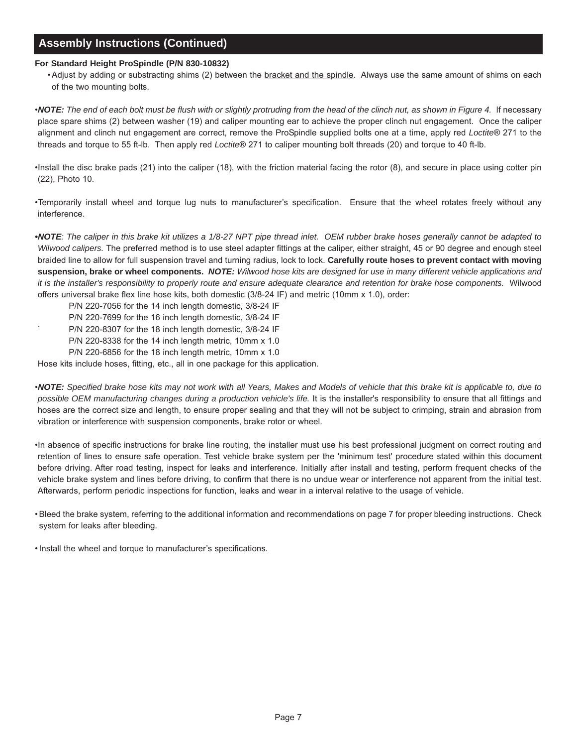## Assembly Instructions (Continued)

**For Standard Height ProSpindle (P/N 830-10832)**

- Adjust by adding or substracting shims (2) between the <u>bracket and the spindle</u>. Always use the same amount of shims on each of the two mounting bolts.

•***NOTE:*** *The end of each bolt must be flush with or slightly protruding from the head of the clinch nut, as shown in Figure 4.* If necessary place spare shims (2) between washer (19) and caliper mounting ear to achieve the proper clinch nut engagement. Once the caliper alignment and clinch nut engagement are correct, remove the ProSpindle supplied bolts one at a time, apply red *Loctite®* 271 to the threads and torque to 55 ft-lb. Then apply red *Loctite®* 271 to caliper mounting bolt threads (20) and torque to 40 ft-lb.

•Install the disc brake pads (21) into the caliper (18), with the friction material facing the rotor (8), and secure in place using cotter pin (22), Photo 10.

•Temporarily install wheel and torque lug nuts to manufacturer's specification. Ensure that the wheel rotates freely without any interference.

•***NOTE****: The caliper in this brake kit utilizes a 1/8-27 NPT pipe thread inlet. OEM rubber brake hoses generally cannot be adapted to Wilwood calipers.* The preferred method is to use steel adapter fittings at the caliper, either straight, 45 or 90 degree and enough steel braided line to allow for full suspension travel and turning radius, lock to lock. **Carefully route hoses to prevent contact with moving suspension, brake or wheel components.** ***NOTE:*** *Wilwood hose kits are designed for use in many different vehicle applications and it is the installer's responsibility to properly route and ensure adequate clearance and retention for brake hose components.* Wilwood offers universal brake flex line hose kits, both domestic (3/8-24 IF) and metric (10mm x 1.0), order:

P/N 220-7056 for the 14 inch length domestic, 3/8-24 IF
P/N 220-7699 for the 16 inch length domestic, 3/8-24 IF
P/N 220-8307 for the 18 inch length domestic, 3/8-24 IF
P/N 220-8338 for the 14 inch length metric, 10mm x 1.0
P/N 220-6856 for the 18 inch length metric, 10mm x 1.0

Hose kits include hoses, fitting, etc., all in one package for this application.

•***NOTE:*** *Specified brake hose kits may not work with all Years, Makes and Models of vehicle that this brake kit is applicable to, due to possible OEM manufacturing changes during a production vehicle's life.* It is the installer's responsibility to ensure that all fittings and hoses are the correct size and length, to ensure proper sealing and that they will not be subject to crimping, strain and abrasion from vibration or interference with suspension components, brake rotor or wheel.

•In absence of specific instructions for brake line routing, the installer must use his best professional judgment on correct routing and retention of lines to ensure safe operation. Test vehicle brake system per the 'minimum test' procedure stated within this document before driving. After road testing, inspect for leaks and interference. Initially after install and testing, perform frequent checks of the vehicle brake system and lines before driving, to confirm that there is no undue wear or interference not apparent from the initial test. Afterwards, perform periodic inspections for function, leaks and wear in a interval relative to the usage of vehicle.

- Bleed the brake system, referring to the additional information and recommendations on page 7 for proper bleeding instructions. Check system for leaks after bleeding.

- Install the wheel and torque to manufacturer's specifications.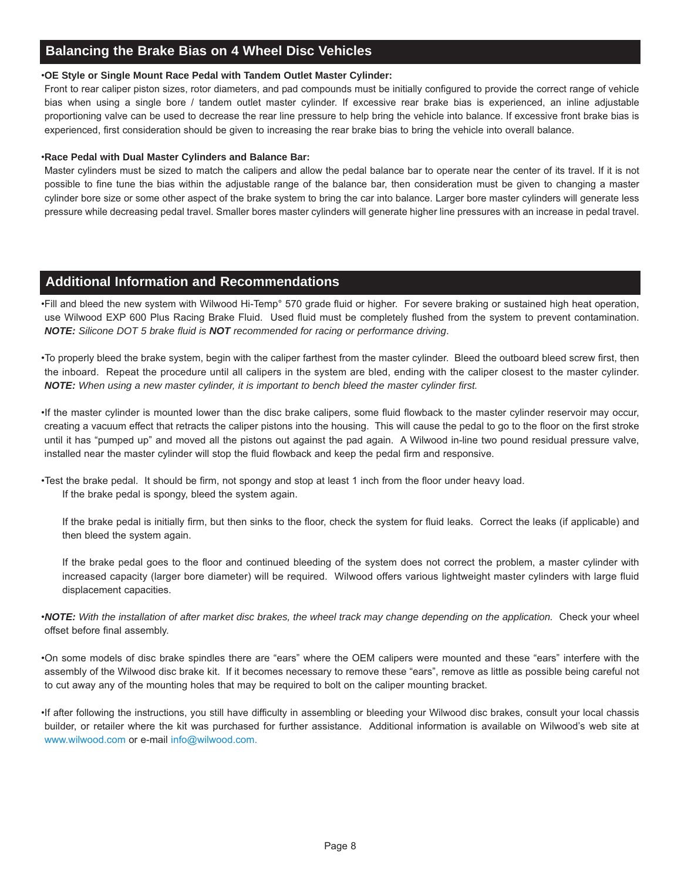## Balancing the Brake Bias on 4 Wheel Disc Vehicles

•**OE Style or Single Mount Race Pedal with Tandem Outlet Master Cylinder:**

Front to rear caliper piston sizes, rotor diameters, and pad compounds must be initially configured to provide the correct range of vehicle bias when using a single bore / tandem outlet master cylinder. If excessive rear brake bias is experienced, an inline adjustable proportioning valve can be used to decrease the rear line pressure to help bring the vehicle into balance. If excessive front brake bias is experienced, first consideration should be given to increasing the rear brake bias to bring the vehicle into overall balance.

•**Race Pedal with Dual Master Cylinders and Balance Bar:**

Master cylinders must be sized to match the calipers and allow the pedal balance bar to operate near the center of its travel. If it is not possible to fine tune the bias within the adjustable range of the balance bar, then consideration must be given to changing a master cylinder bore size or some other aspect of the brake system to bring the car into balance. Larger bore master cylinders will generate less pressure while decreasing pedal travel. Smaller bores master cylinders will generate higher line pressures with an increase in pedal travel.

## Additional Information and Recommendations

•Fill and bleed the new system with Wilwood Hi-Temp° 570 grade fluid or higher. For severe braking or sustained high heat operation, use Wilwood EXP 600 Plus Racing Brake Fluid. Used fluid must be completely flushed from the system to prevent contamination. ***NOTE:*** *Silicone DOT 5 brake fluid is* ***NOT*** *recommended for racing or performance driving*.

•To properly bleed the brake system, begin with the caliper farthest from the master cylinder. Bleed the outboard bleed screw first, then the inboard. Repeat the procedure until all calipers in the system are bled, ending with the caliper closest to the master cylinder. ***NOTE:*** *When using a new master cylinder, it is important to bench bleed the master cylinder first.*

•If the master cylinder is mounted lower than the disc brake calipers, some fluid flowback to the master cylinder reservoir may occur, creating a vacuum effect that retracts the caliper pistons into the housing. This will cause the pedal to go to the floor on the first stroke until it has "pumped up" and moved all the pistons out against the pad again. A Wilwood in-line two pound residual pressure valve, installed near the master cylinder will stop the fluid flowback and keep the pedal firm and responsive.

•Test the brake pedal. It should be firm, not spongy and stop at least 1 inch from the floor under heavy load.

If the brake pedal is spongy, bleed the system again.

If the brake pedal is initially firm, but then sinks to the floor, check the system for fluid leaks. Correct the leaks (if applicable) and then bleed the system again.

If the brake pedal goes to the floor and continued bleeding of the system does not correct the problem, a master cylinder with increased capacity (larger bore diameter) will be required. Wilwood offers various lightweight master cylinders with large fluid displacement capacities.

•***NOTE:*** *With the installation of after market disc brakes, the wheel track may change depending on the application.* Check your wheel offset before final assembly.

•On some models of disc brake spindles there are "ears" where the OEM calipers were mounted and these "ears" interfere with the assembly of the Wilwood disc brake kit. If it becomes necessary to remove these "ears", remove as little as possible being careful not to cut away any of the mounting holes that may be required to bolt on the caliper mounting bracket.

•If after following the instructions, you still have difficulty in assembling or bleeding your Wilwood disc brakes, consult your local chassis builder, or retailer where the kit was purchased for further assistance. Additional information is available on Wilwood's web site at www.wilwood.com or e-mail info@wilwood.com.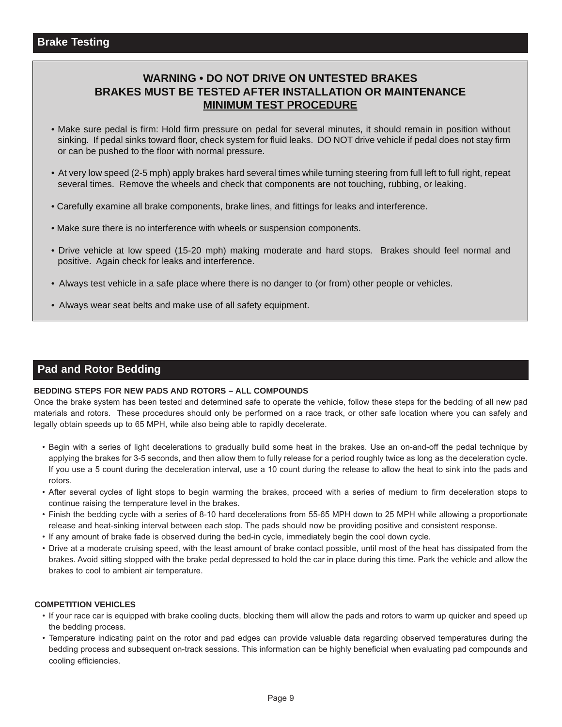## Brake Testing

**WARNING • DO NOT DRIVE ON UNTESTED BRAKES**
**BRAKES MUST BE TESTED AFTER INSTALLATION OR MAINTENANCE**
**MINIMUM TEST PROCEDURE**

- Make sure pedal is firm: Hold firm pressure on pedal for several minutes, it should remain in position without sinking. If pedal sinks toward floor, check system for fluid leaks. DO NOT drive vehicle if pedal does not stay firm or can be pushed to the floor with normal pressure.
- At very low speed (2-5 mph) apply brakes hard several times while turning steering from full left to full right, repeat several times. Remove the wheels and check that components are not touching, rubbing, or leaking.
- Carefully examine all brake components, brake lines, and fittings for leaks and interference.
- Make sure there is no interference with wheels or suspension components.
- Drive vehicle at low speed (15-20 mph) making moderate and hard stops. Brakes should feel normal and positive. Again check for leaks and interference.
- Always test vehicle in a safe place where there is no danger to (or from) other people or vehicles.
- Always wear seat belts and make use of all safety equipment.

## Pad and Rotor Bedding

**BEDDING STEPS FOR NEW PADS AND ROTORS – ALL COMPOUNDS**

Once the brake system has been tested and determined safe to operate the vehicle, follow these steps for the bedding of all new pad materials and rotors. These procedures should only be performed on a race track, or other safe location where you can safely and legally obtain speeds up to 65 MPH, while also being able to rapidly decelerate.

- Begin with a series of light decelerations to gradually build some heat in the brakes. Use an on-and-off the pedal technique by applying the brakes for 3-5 seconds, and then allow them to fully release for a period roughly twice as long as the deceleration cycle. If you use a 5 count during the deceleration interval, use a 10 count during the release to allow the heat to sink into the pads and rotors.
- After several cycles of light stops to begin warming the brakes, proceed with a series of medium to firm deceleration stops to continue raising the temperature level in the brakes.
- Finish the bedding cycle with a series of 8-10 hard decelerations from 55-65 MPH down to 25 MPH while allowing a proportionate release and heat-sinking interval between each stop. The pads should now be providing positive and consistent response.
- If any amount of brake fade is observed during the bed-in cycle, immediately begin the cool down cycle.
- Drive at a moderate cruising speed, with the least amount of brake contact possible, until most of the heat has dissipated from the brakes. Avoid sitting stopped with the brake pedal depressed to hold the car in place during this time. Park the vehicle and allow the brakes to cool to ambient air temperature.

**COMPETITION VEHICLES**

- If your race car is equipped with brake cooling ducts, blocking them will allow the pads and rotors to warm up quicker and speed up the bedding process.
- Temperature indicating paint on the rotor and pad edges can provide valuable data regarding observed temperatures during the bedding process and subsequent on-track sessions. This information can be highly beneficial when evaluating pad compounds and cooling efficiencies.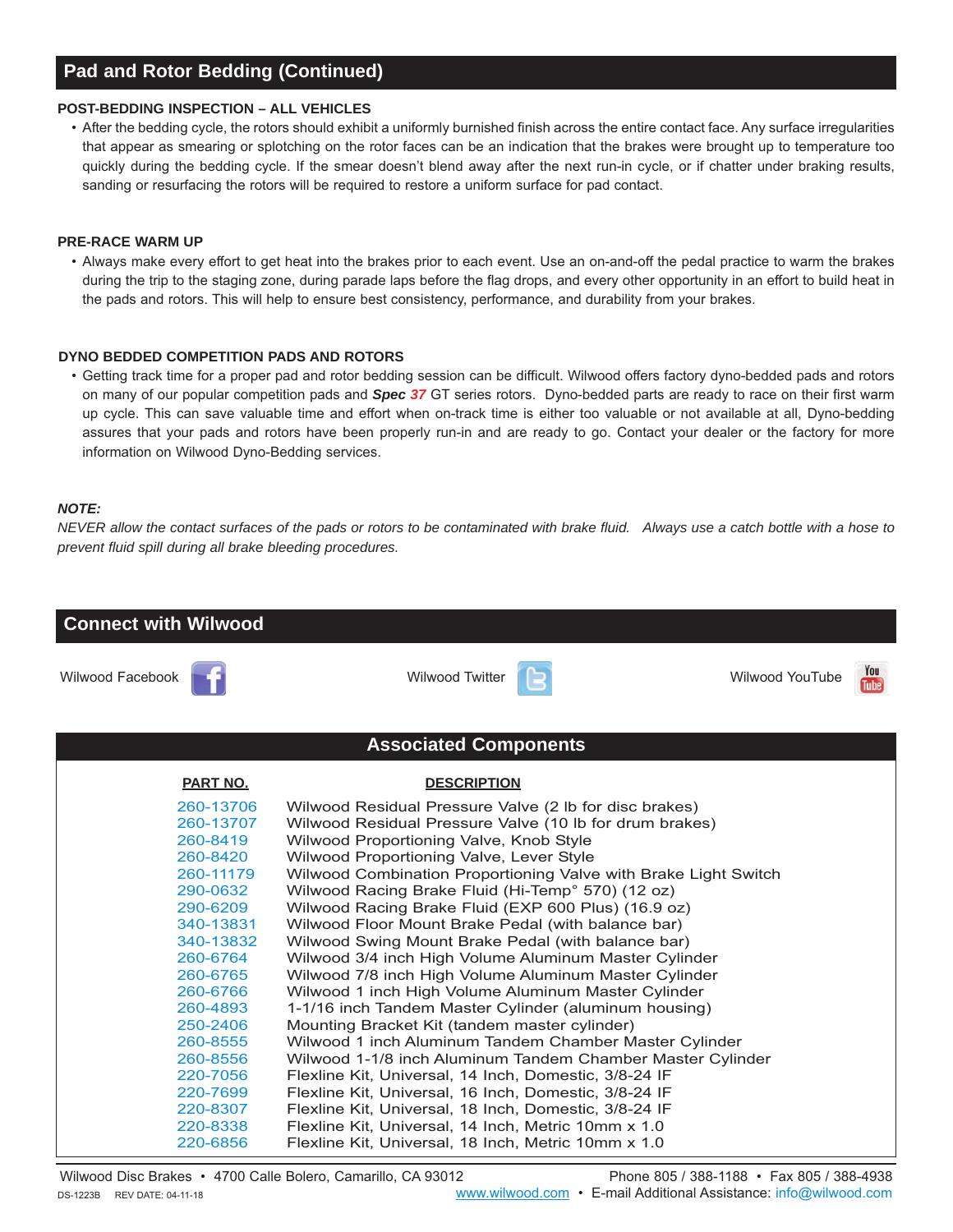## Pad and Rotor Bedding (Continued)

**POST-BEDDING INSPECTION – ALL VEHICLES**

- After the bedding cycle, the rotors should exhibit a uniformly burnished finish across the entire contact face. Any surface irregularities that appear as smearing or splotching on the rotor faces can be an indication that the brakes were brought up to temperature too quickly during the bedding cycle. If the smear doesn't blend away after the next run-in cycle, or if chatter under braking results, sanding or resurfacing the rotors will be required to restore a uniform surface for pad contact.

**PRE-RACE WARM UP**

- Always make every effort to get heat into the brakes prior to each event. Use an on-and-off the pedal practice to warm the brakes during the trip to the staging zone, during parade laps before the flag drops, and every other opportunity in an effort to build heat in the pads and rotors. This will help to ensure best consistency, performance, and durability from your brakes.

**DYNO BEDDED COMPETITION PADS AND ROTORS**

- Getting track time for a proper pad and rotor bedding session can be difficult. Wilwood offers factory dyno-bedded pads and rotors on many of our popular competition pads and ***Spec 37*** GT series rotors. Dyno-bedded parts are ready to race on their first warm up cycle. This can save valuable time and effort when on-track time is either too valuable or not available at all, Dyno-bedding assures that your pads and rotors have been properly run-in and are ready to go. Contact your dealer or the factory for more information on Wilwood Dyno-Bedding services.

***NOTE:***

*NEVER allow the contact surfaces of the pads or rotors to be contaminated with brake fluid. Always use a catch bottle with a hose to prevent fluid spill during all brake bleeding procedures.*

## Connect with Wilwood

Wilwood Facebook    Wilwood Twitter    Wilwood YouTube

## Associated Components

| PART NO. | DESCRIPTION |
|---|---|
| 260-13706 | Wilwood Residual Pressure Valve (2 lb for disc brakes) |
| 260-13707 | Wilwood Residual Pressure Valve (10 lb for drum brakes) |
| 260-8419 | Wilwood Proportioning Valve, Knob Style |
| 260-8420 | Wilwood Proportioning Valve, Lever Style |
| 260-11179 | Wilwood Combination Proportioning Valve with Brake Light Switch |
| 290-0632 | Wilwood Racing Brake Fluid (Hi-Temp° 570) (12 oz) |
| 290-6209 | Wilwood Racing Brake Fluid (EXP 600 Plus) (16.9 oz) |
| 340-13831 | Wilwood Floor Mount Brake Pedal (with balance bar) |
| 340-13832 | Wilwood Swing Mount Brake Pedal (with balance bar) |
| 260-6764 | Wilwood 3/4 inch High Volume Aluminum Master Cylinder |
| 260-6765 | Wilwood 7/8 inch High Volume Aluminum Master Cylinder |
| 260-6766 | Wilwood 1 inch High Volume Aluminum Master Cylinder |
| 260-4893 | 1-1/16 inch Tandem Master Cylinder (aluminum housing) |
| 250-2406 | Mounting Bracket Kit (tandem master cylinder) |
| 260-8555 | Wilwood 1 inch Aluminum Tandem Chamber Master Cylinder |
| 260-8556 | Wilwood 1-1/8 inch Aluminum Tandem Chamber Master Cylinder |
| 220-7056 | Flexline Kit, Universal, 14 Inch, Domestic, 3/8-24 IF |
| 220-7699 | Flexline Kit, Universal, 16 Inch, Domestic, 3/8-24 IF |
| 220-8307 | Flexline Kit, Universal, 18 Inch, Domestic, 3/8-24 IF |
| 220-8338 | Flexline Kit, Universal, 14 Inch, Metric 10mm x 1.0 |
| 220-6856 | Flexline Kit, Universal, 18 Inch, Metric 10mm x 1.0 |

Wilwood Disc Brakes • 4700 Calle Bolero, Camarillo, CA 93012    Phone 805 / 388-1188 • Fax 805 / 388-4938

DS-1223B REV DATE: 04-11-18    www.wilwood.com • E-mail Additional Assistance: info@wilwood.com